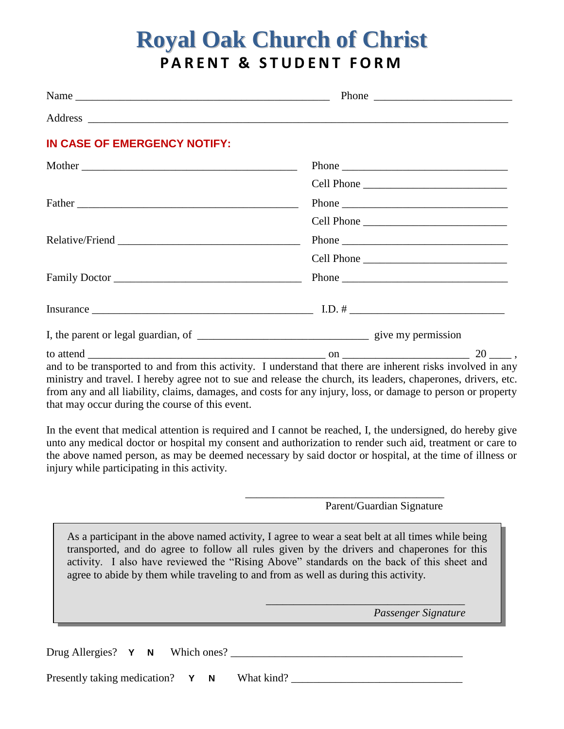# Royal Oak Church of Christ

## PARENT & STUDENT FORM

Name ____________________________________________ Phone ______________________

Address __________________________________________________________________________

**IN CASE OF EMERGENCY NOTIFY:**

Mother ______________________________________ Phone ______________________________

Cell Phone __________________________

Father ______________________________________ Phone ______________________________

Cell Phone __________________________

Relative/Friend ________________________________ Phone ______________________________

Cell Phone __________________________

Family Doctor ________________________________ Phone ______________________________

Insurance ________________________________________ I.D. # ____________________________

I, the parent or legal guardian, of ______________________________ give my permission

to attend __________________________________________ on ______________________ 20 ____ , and to be transported to and from this activity. I understand that there are inherent risks involved in any ministry and travel. I hereby agree not to sue and release the church, its leaders, chaperones, drivers, etc. from any and all liability, claims, damages, and costs for any injury, loss, or damage to person or property that may occur during the course of this event.

In the event that medical attention is required and I cannot be reached, I, the undersigned, do hereby give unto any medical doctor or hospital my consent and authorization to render such aid, treatment or care to the above named person, as may be deemed necessary by said doctor or hospital, at the time of illness or injury while participating in this activity.

____________________________________

Parent/Guardian Signature

> As a participant in the above named activity, I agree to wear a seat belt at all times while being transported, and do agree to follow all rules given by the drivers and chaperones for this activity. I also have reviewed the "Rising Above" standards on the back of this sheet and agree to abide by them while traveling to and from as well as during this activity.
>
> ____________________________________
>
> *Passenger Signature*

Drug Allergies? **Y N** Which ones? ________________________________________

Presently taking medication? **Y N** What kind? ______________________________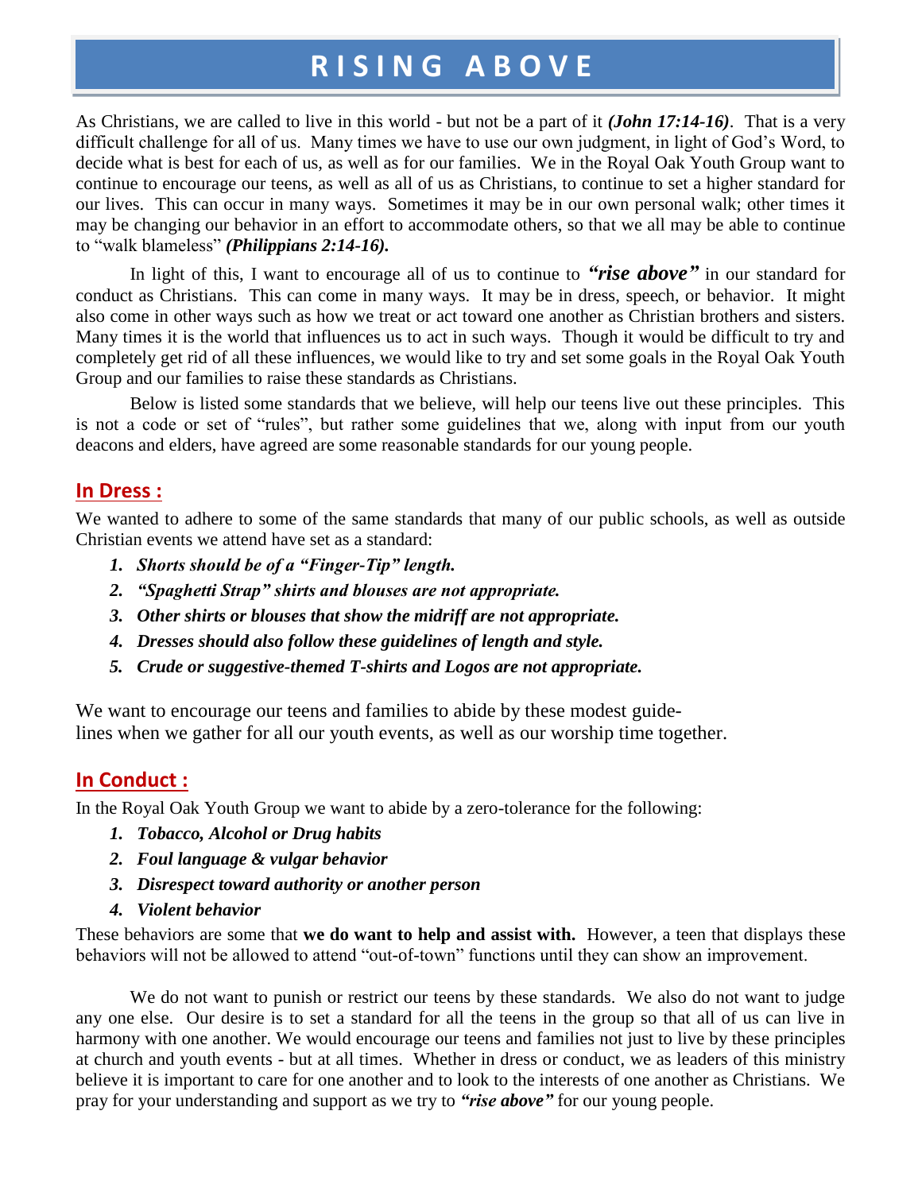# RISING ABOVE

As Christians, we are called to live in this world - but not be a part of it ***(John 17:14-16)***. That is a very difficult challenge for all of us. Many times we have to use our own judgment, in light of God's Word, to decide what is best for each of us, as well as for our families. We in the Royal Oak Youth Group want to continue to encourage our teens, as well as all of us as Christians, to continue to set a higher standard for our lives. This can occur in many ways. Sometimes it may be in our own personal walk; other times it may be changing our behavior in an effort to accommodate others, so that we all may be able to continue to "walk blameless" ***(Philippians 2:14-16).***

In light of this, I want to encourage all of us to continue to ***"rise above"*** in our standard for conduct as Christians. This can come in many ways. It may be in dress, speech, or behavior. It might also come in other ways such as how we treat or act toward one another as Christian brothers and sisters. Many times it is the world that influences us to act in such ways. Though it would be difficult to try and completely get rid of all these influences, we would like to try and set some goals in the Royal Oak Youth Group and our families to raise these standards as Christians.

Below is listed some standards that we believe, will help our teens live out these principles. This is not a code or set of "rules", but rather some guidelines that we, along with input from our youth deacons and elders, have agreed are some reasonable standards for our young people.

## In Dress :

We wanted to adhere to some of the same standards that many of our public schools, as well as outside Christian events we attend have set as a standard:

1. ***Shorts should be of a "Finger-Tip" length.***
2. ***"Spaghetti Strap" shirts and blouses are not appropriate.***
3. ***Other shirts or blouses that show the midriff are not appropriate.***
4. ***Dresses should also follow these guidelines of length and style.***
5. ***Crude or suggestive-themed T-shirts and Logos are not appropriate.***

We want to encourage our teens and families to abide by these modest guidelines when we gather for all our youth events, as well as our worship time together.

## In Conduct :

In the Royal Oak Youth Group we want to abide by a zero-tolerance for the following:

1. ***Tobacco, Alcohol or Drug habits***
2. ***Foul language & vulgar behavior***
3. ***Disrespect toward authority or another person***
4. ***Violent behavior***

These behaviors are some that **we do want to help and assist with.** However, a teen that displays these behaviors will not be allowed to attend "out-of-town" functions until they can show an improvement.

We do not want to punish or restrict our teens by these standards. We also do not want to judge any one else. Our desire is to set a standard for all the teens in the group so that all of us can live in harmony with one another. We would encourage our teens and families not just to live by these principles at church and youth events - but at all times. Whether in dress or conduct, we as leaders of this ministry believe it is important to care for one another and to look to the interests of one another as Christians. We pray for your understanding and support as we try to ***"rise above"*** for our young people.